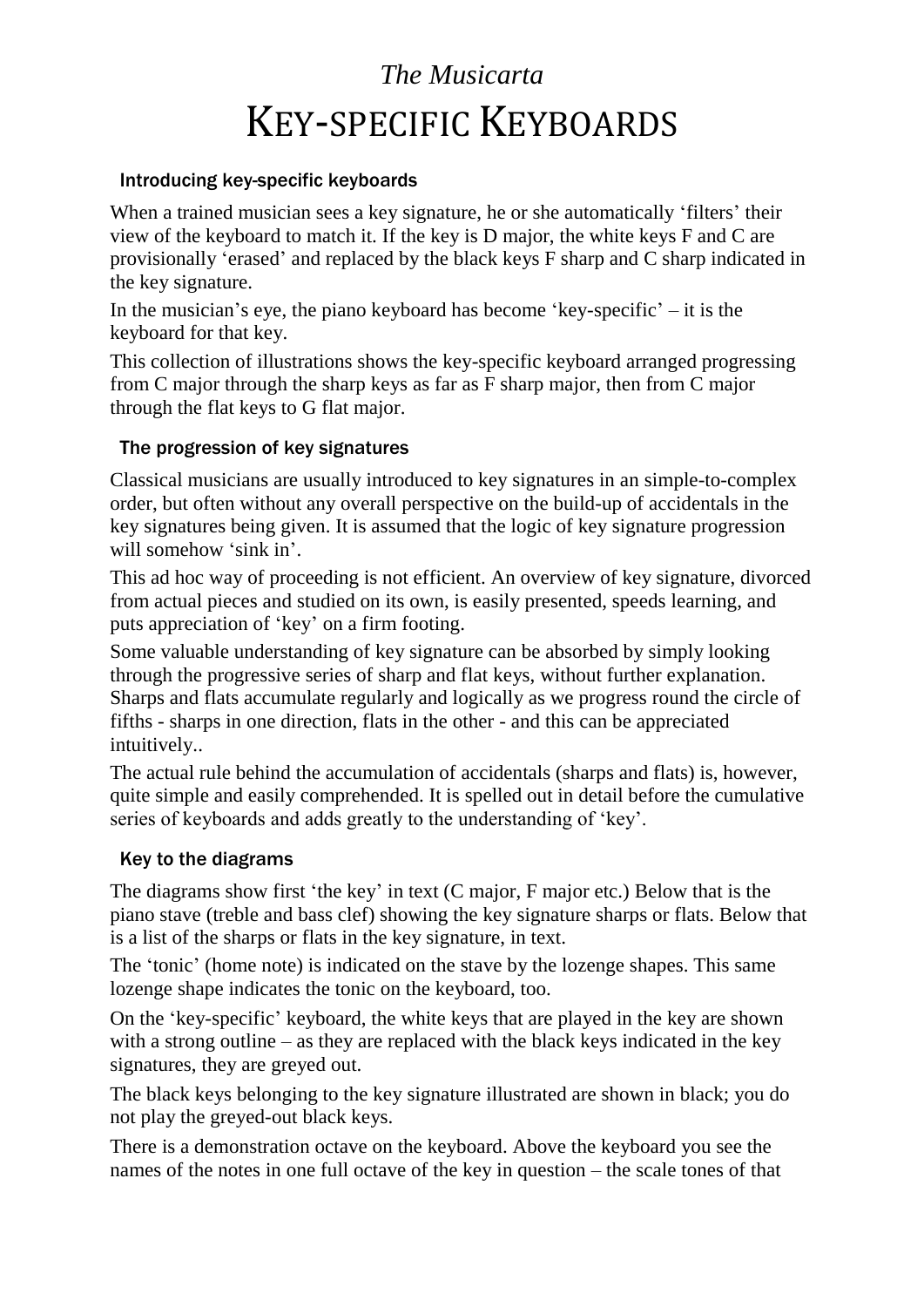# *The Musicarta*

# KEY-SPECIFIC KEYBOARDS

## Introducing key-specific keyboards

When a trained musician sees a key signature, he or she automatically 'filters' their view of the keyboard to match it. If the key is D major, the white keys F and C are provisionally 'erased' and replaced by the black keys F sharp and C sharp indicated in the key signature.

In the musician's eye, the piano keyboard has become 'key-specific' – it is the keyboard for that key.

This collection of illustrations shows the key-specific keyboard arranged progressing from C major through the sharp keys as far as F sharp major, then from C major through the flat keys to G flat major.

## The progression of key signatures

Classical musicians are usually introduced to key signatures in an simple-to-complex order, but often without any overall perspective on the build-up of accidentals in the key signatures being given. It is assumed that the logic of key signature progression will somehow 'sink in'.

This ad hoc way of proceeding is not efficient. An overview of key signature, divorced from actual pieces and studied on its own, is easily presented, speeds learning, and puts appreciation of 'key' on a firm footing.

Some valuable understanding of key signature can be absorbed by simply looking through the progressive series of sharp and flat keys, without further explanation. Sharps and flats accumulate regularly and logically as we progress round the circle of fifths - sharps in one direction, flats in the other - and this can be appreciated intuitively..

The actual rule behind the accumulation of accidentals (sharps and flats) is, however, quite simple and easily comprehended. It is spelled out in detail before the cumulative series of keyboards and adds greatly to the understanding of 'key'.

## Key to the diagrams

The diagrams show first 'the key' in text (C major, F major etc.) Below that is the piano stave (treble and bass clef) showing the key signature sharps or flats. Below that is a list of the sharps or flats in the key signature, in text.

The 'tonic' (home note) is indicated on the stave by the lozenge shapes. This same lozenge shape indicates the tonic on the keyboard, too.

On the 'key-specific' keyboard, the white keys that are played in the key are shown with a strong outline – as they are replaced with the black keys indicated in the key signatures, they are greyed out.

The black keys belonging to the key signature illustrated are shown in black; you do not play the greyed-out black keys.

There is a demonstration octave on the keyboard. Above the keyboard you see the names of the notes in one full octave of the key in question – the scale tones of that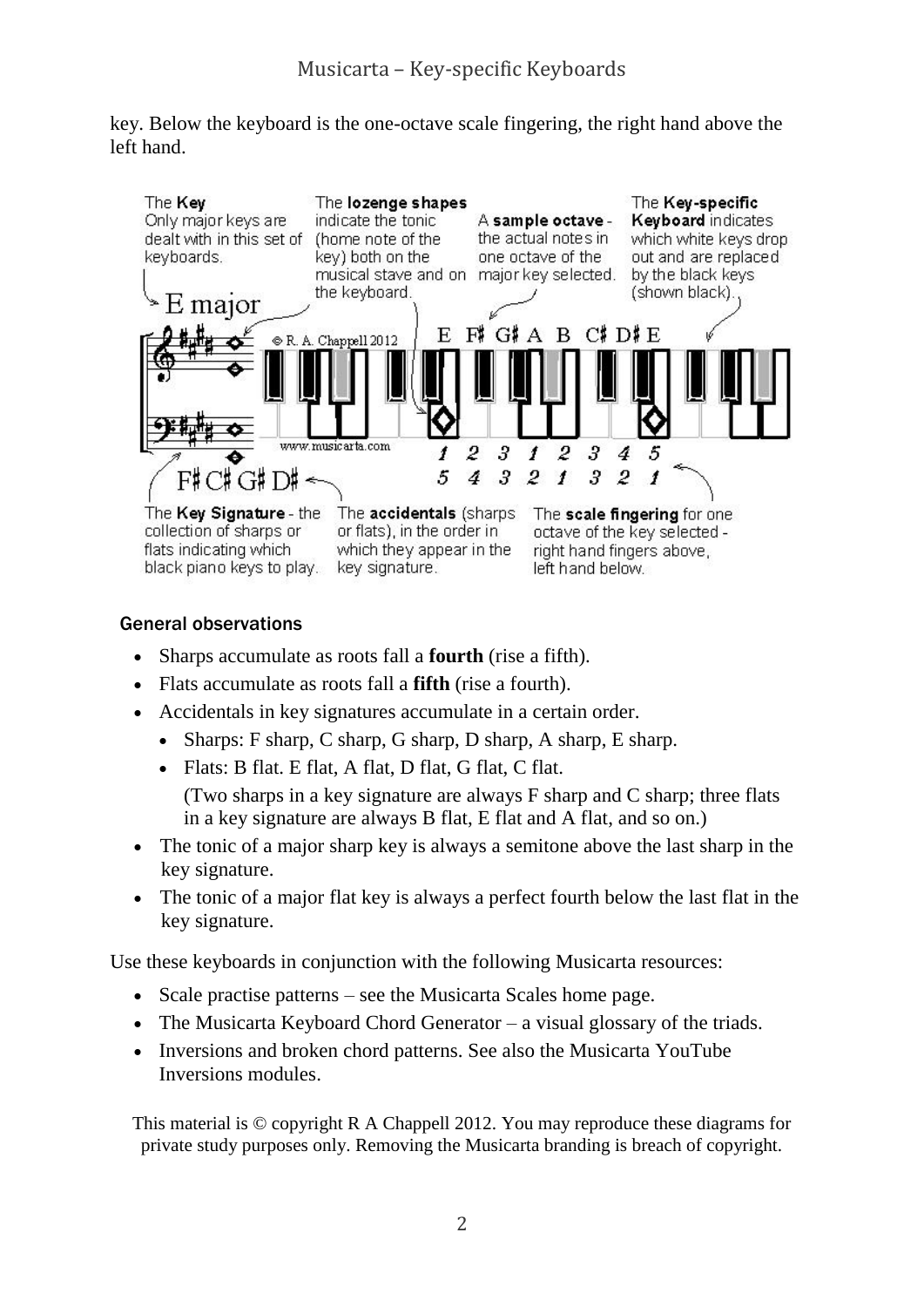key. Below the keyboard is the one-octave scale fingering, the right hand above the left hand.

The **Key**
Only major keys are dealt with in this set of keyboards.

The **lozenge shapes** indicate the tonic (home note of the key) both on the musical stave and on the keyboard.

A **sample octave** - the actual notes in one octave of the major key selected.

The **Key-specific Keyboard** indicates which white keys drop out and are replaced by the black keys (shown black).

E major

© R. A. Chappell 2012

E F♯ G♯ A B C♯ D♯ E

www.musicarta.com

1 2 3 1 2 3 4 5

5 4 3 2 1 3 2 1

F♯ C♯ G♯ D♯

The **Key Signature** - the collection of sharps or flats indicating which black piano keys to play.

The **accidentals** (sharps or flats), in the order in which they appear in the key signature.

The **scale fingering** for one octave of the key selected - right hand fingers above, left hand below.

### General observations

- Sharps accumulate as roots fall a **fourth** (rise a fifth).
- Flats accumulate as roots fall a **fifth** (rise a fourth).
- Accidentals in key signatures accumulate in a certain order.
  - Sharps: F sharp, C sharp, G sharp, D sharp, A sharp, E sharp.
  - Flats: B flat. E flat, A flat, D flat, G flat, C flat.

    (Two sharps in a key signature are always F sharp and C sharp; three flats in a key signature are always B flat, E flat and A flat, and so on.)
- The tonic of a major sharp key is always a semitone above the last sharp in the key signature.
- The tonic of a major flat key is always a perfect fourth below the last flat in the key signature.

Use these keyboards in conjunction with the following Musicarta resources:

- Scale practise patterns – see the Musicarta Scales home page.
- The Musicarta Keyboard Chord Generator – a visual glossary of the triads.
- Inversions and broken chord patterns. See also the Musicarta YouTube Inversions modules.

This material is © copyright R A Chappell 2012. You may reproduce these diagrams for private study purposes only. Removing the Musicarta branding is breach of copyright.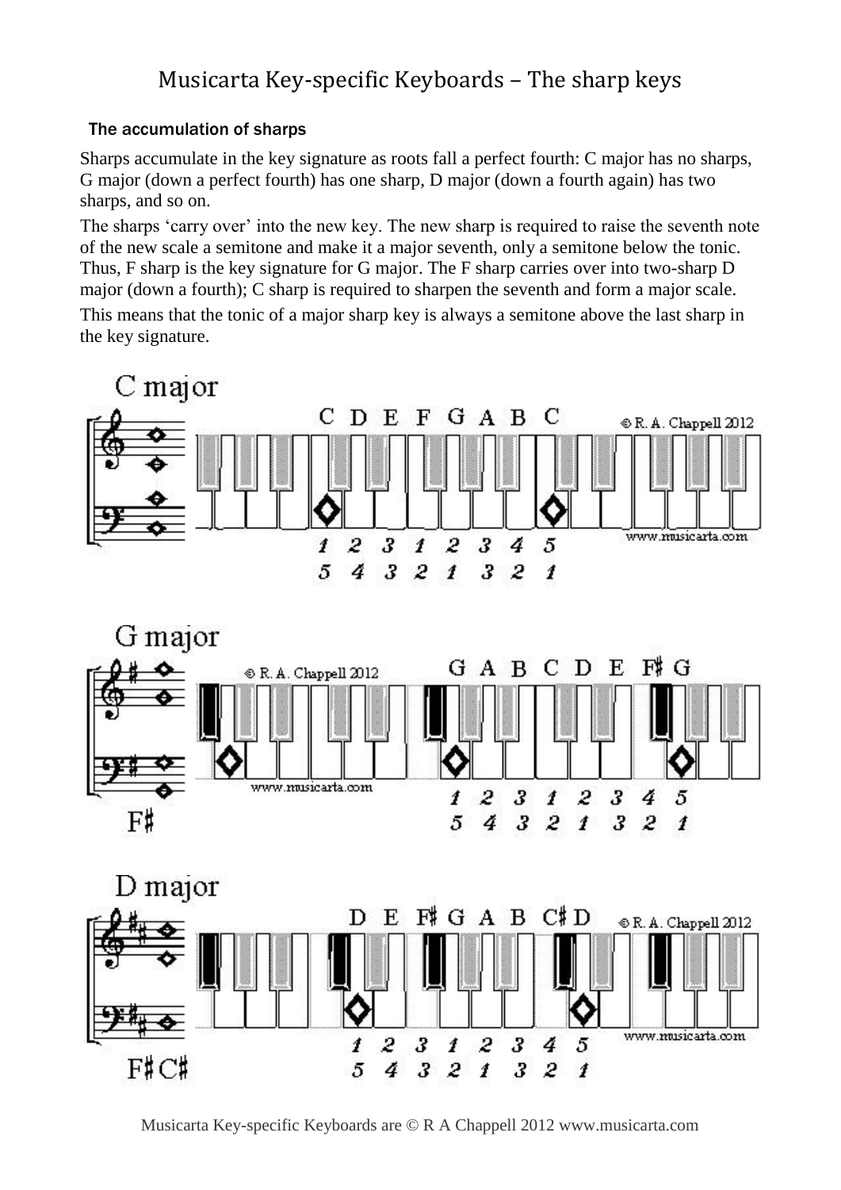# Musicarta Key-specific Keyboards – The sharp keys

### The accumulation of sharps

Sharps accumulate in the key signature as roots fall a perfect fourth: C major has no sharps, G major (down a perfect fourth) has one sharp, D major (down a fourth again) has two sharps, and so on.

The sharps 'carry over' into the new key. The new sharp is required to raise the seventh note of the new scale a semitone and make it a major seventh, only a semitone below the tonic. Thus, F sharp is the key signature for G major. The F sharp carries over into two-sharp D major (down a fourth); C sharp is required to sharpen the seventh and form a major scale.

This means that the tonic of a major sharp key is always a semitone above the last sharp in the key signature.

C major

C D E F G A B C

1 2 3 1 2 3 4 5
5 4 3 2 1 3 2 1

G major

F♯

G A B C D E F♯ G

1 2 3 1 2 3 4 5
5 4 3 2 1 3 2 1

D major

F♯ C♯

D E F♯ G A B C♯ D

1 2 3 1 2 3 4 5
5 4 3 2 1 3 2 1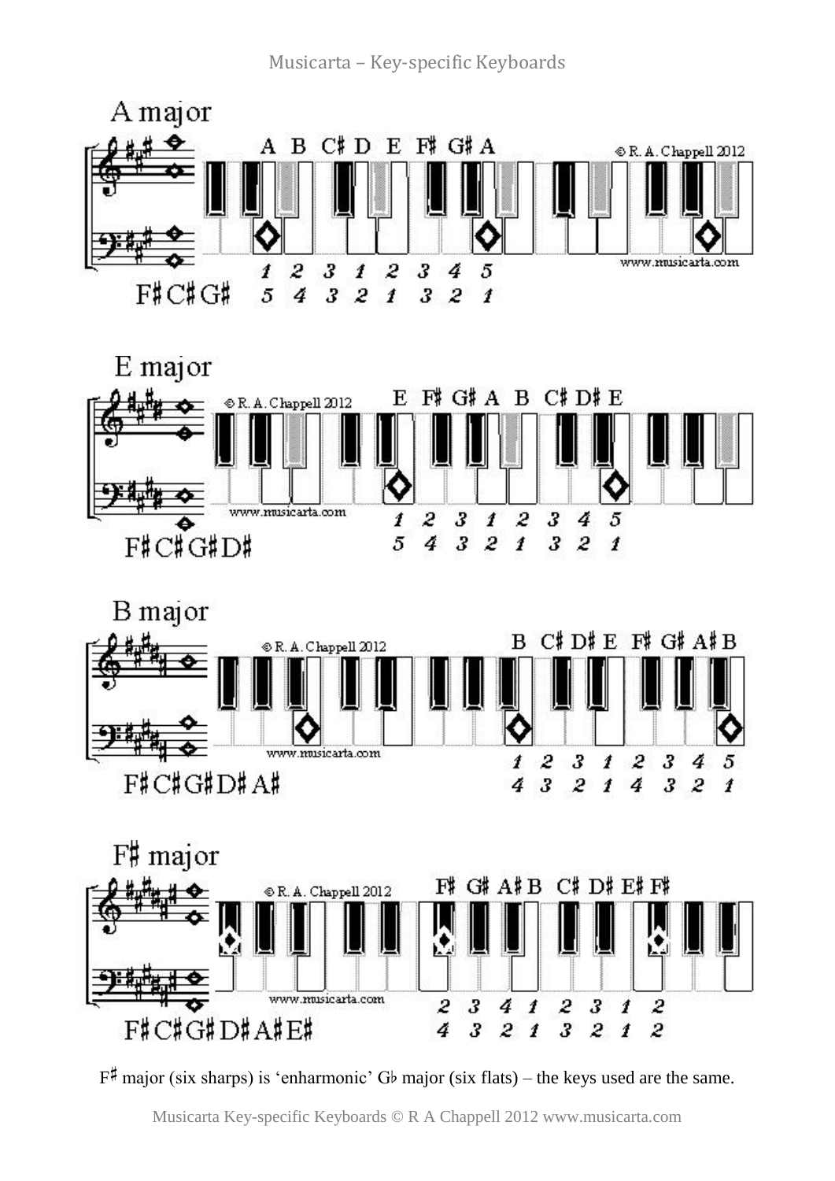## A major

A B C♯ D E F♯ G♯ A

© R. A. Chappell 2012

www.musicarta.com

1 2 3 1 2 3 4 5

5 4 3 2 1 3 2 1

F♯C♯G♯

## E major

© R. A. Chappell 2012

E F♯ G♯ A B C♯ D♯ E

www.musicarta.com

1 2 3 1 2 3 4 5

5 4 3 2 1 3 2 1

F♯C♯G♯D♯

## B major

© R. A. Chappell 2012

B C♯ D♯ E F♯ G♯ A♯ B

www.musicarta.com

1 2 3 1 2 3 4 5

4 3 2 1 4 3 2 1

F♯C♯G♯D♯A♯

## F♯ major

© R. A. Chappell 2012

F♯ G♯ A♯ B C♯ D♯ E♯ F♯

www.musicarta.com

2 3 4 1 2 3 1 2

4 3 2 1 3 2 1 2

F♯C♯G♯D♯A♯E♯

F♯ major (six sharps) is 'enharmonic' G♭ major (six flats) – the keys used are the same.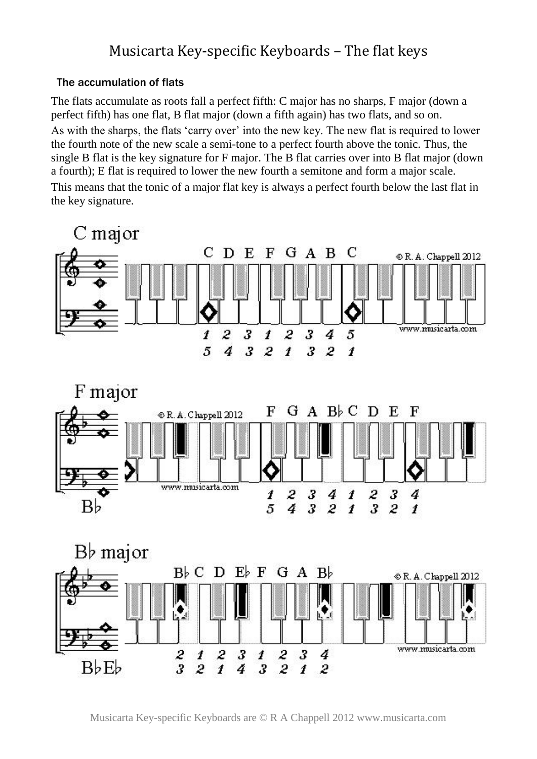## The accumulation of flats

The flats accumulate as roots fall a perfect fifth: C major has no sharps, F major (down a perfect fifth) has one flat, B flat major (down a fifth again) has two flats, and so on.

As with the sharps, the flats 'carry over' into the new key. The new flat is required to lower the fourth note of the new scale a semi-tone to a perfect fourth above the tonic. Thus, the single B flat is the key signature for F major. The B flat carries over into B flat major (down a fourth); E flat is required to lower the new fourth a semitone and form a major scale.

This means that the tonic of a major flat key is always a perfect fourth below the last flat in the key signature.

C major

C D E F G A B C

1 2 3 1 2 3 4 5

5 4 3 2 1 3 2 1

F major

B♭

F G A B♭ C D E F

1 2 3 4 1 2 3 4

5 4 3 2 1 3 2 1

B♭ major

B♭E♭

B♭ C D E♭ F G A B♭

2 1 2 3 1 2 3 4

3 2 1 4 3 2 1 2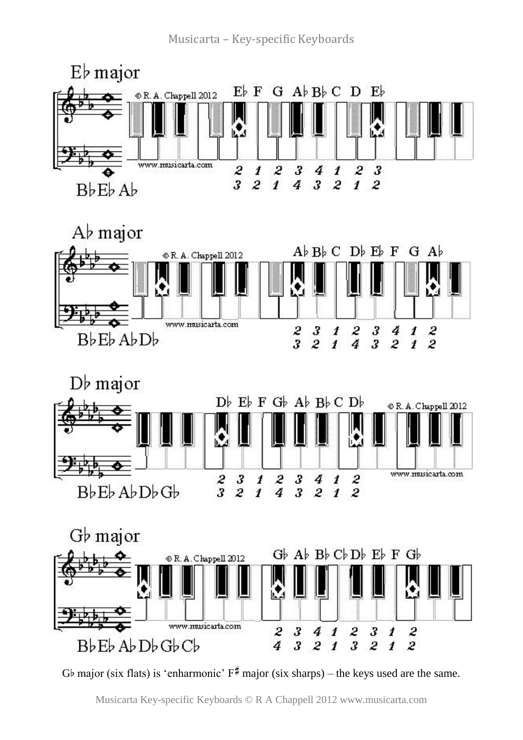## E♭ major

B♭ E♭ A♭

E♭ F G A♭ B♭ C D E♭

2 1 2 3 4 1 2 3

3 2 1 4 3 2 1 2

## A♭ major

B♭ E♭ A♭ D♭

A♭ B♭ C D♭ E♭ F G A♭

2 3 1 2 3 4 1 2

3 2 1 4 3 2 1 2

## D♭ major

B♭ E♭ A♭ D♭ G♭

D♭ E♭ F G♭ A♭ B♭ C D♭

2 3 1 2 3 4 1 2

3 2 1 4 3 2 1 2

## G♭ major

B♭ E♭ A♭ D♭ G♭ C♭

G♭ A♭ B♭ C♭ D♭ E♭ F G♭

2 3 4 1 2 3 1 2

4 3 2 1 3 2 1 2

G♭ major (six flats) is 'enharmonic' F♯ major (six sharps) – the keys used are the same.